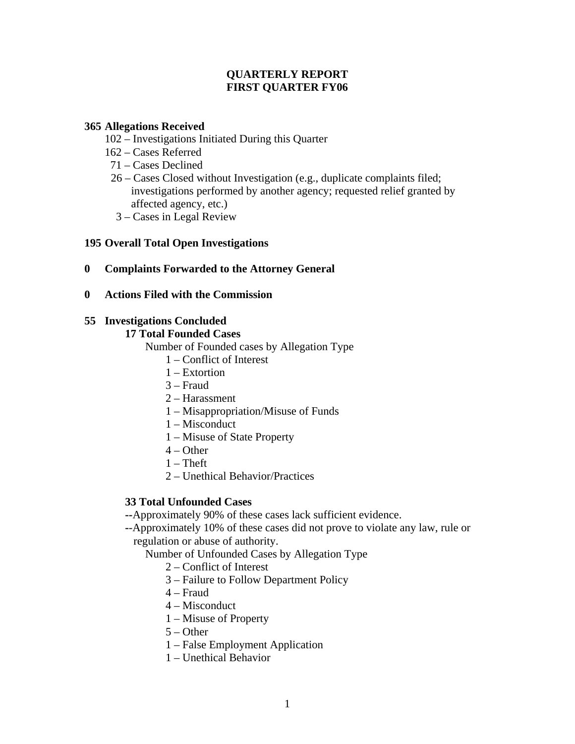# QUARTERLY REPORT
# FIRST QUARTER FY06

**365 Allegations Received**

- 102 – Investigations Initiated During this Quarter
- 162 – Cases Referred
- 71 – Cases Declined
- 26 – Cases Closed without Investigation (e.g., duplicate complaints filed; investigations performed by another agency; requested relief granted by affected agency, etc.)
- 3 – Cases in Legal Review

**195 Overall Total Open Investigations**

**0 Complaints Forwarded to the Attorney General**

**0 Actions Filed with the Commission**

**55 Investigations Concluded**

**17 Total Founded Cases**

Number of Founded cases by Allegation Type

- 1 – Conflict of Interest
- 1 – Extortion
- 3 – Fraud
- 2 – Harassment
- 1 – Misappropriation/Misuse of Funds
- 1 – Misconduct
- 1 – Misuse of State Property
- 4 – Other
- 1 – Theft
- 2 – Unethical Behavior/Practices

**33 Total Unfounded Cases**

--Approximately 90% of these cases lack sufficient evidence.

--Approximately 10% of these cases did not prove to violate any law, rule or regulation or abuse of authority.

Number of Unfounded Cases by Allegation Type

- 2 – Conflict of Interest
- 3 – Failure to Follow Department Policy
- 4 – Fraud
- 4 – Misconduct
- 1 – Misuse of Property
- 5 – Other
- 1 – False Employment Application
- 1 – Unethical Behavior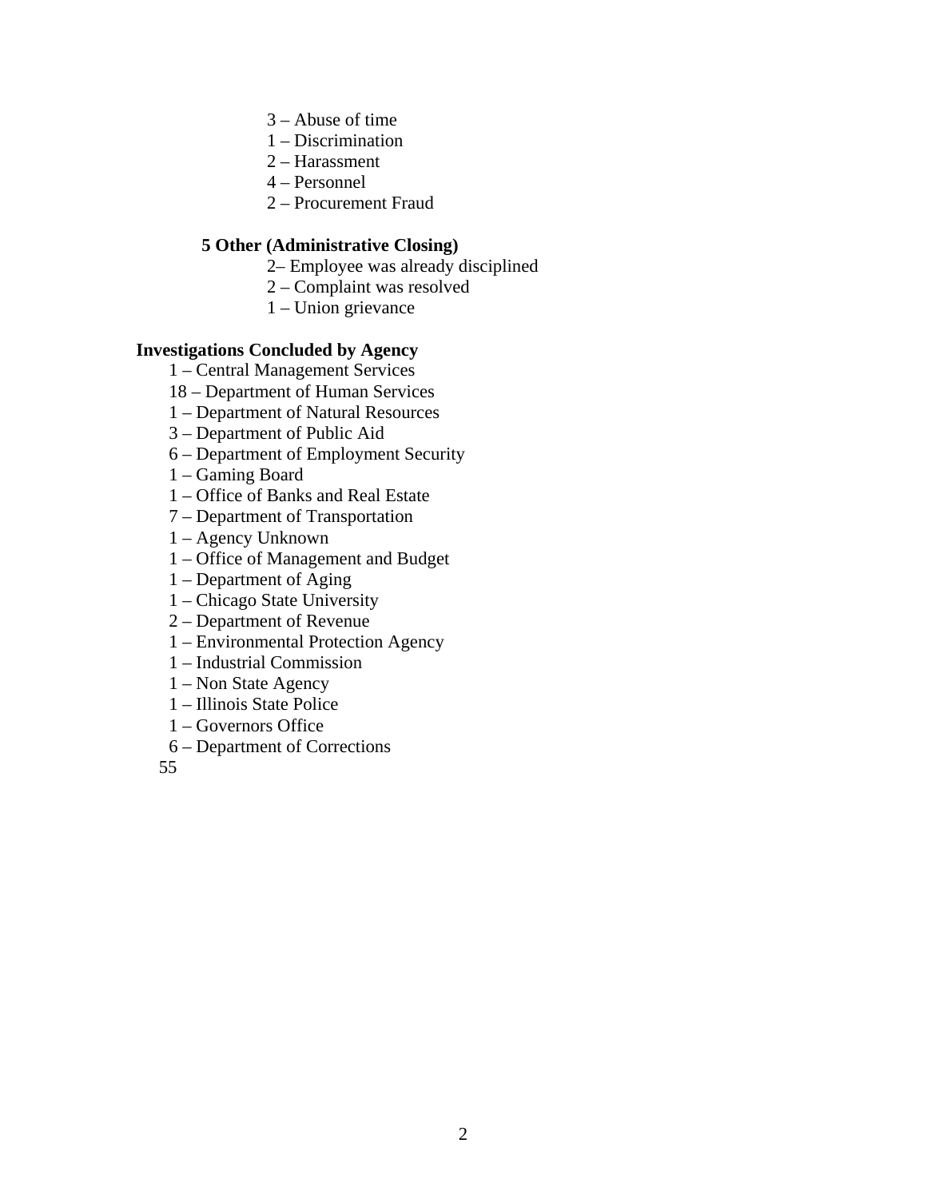- 3 – Abuse of time
- 1 – Discrimination
- 2 – Harassment
- 4 – Personnel
- 2 – Procurement Fraud

**5 Other (Administrative Closing)**

- 2– Employee was already disciplined
- 2 – Complaint was resolved
- 1 – Union grievance

**Investigations Concluded by Agency**

- 1 – Central Management Services
- 18 – Department of Human Services
- 1 – Department of Natural Resources
- 3 – Department of Public Aid
- 6 – Department of Employment Security
- 1 – Gaming Board
- 1 – Office of Banks and Real Estate
- 7 – Department of Transportation
- 1 – Agency Unknown
- 1 – Office of Management and Budget
- 1 – Department of Aging
- 1 – Chicago State University
- 2 – Department of Revenue
- 1 – Environmental Protection Agency
- 1 – Industrial Commission
- 1 – Non State Agency
- 1 – Illinois State Police
- 1 – Governors Office
- 6 – Department of Corrections

55